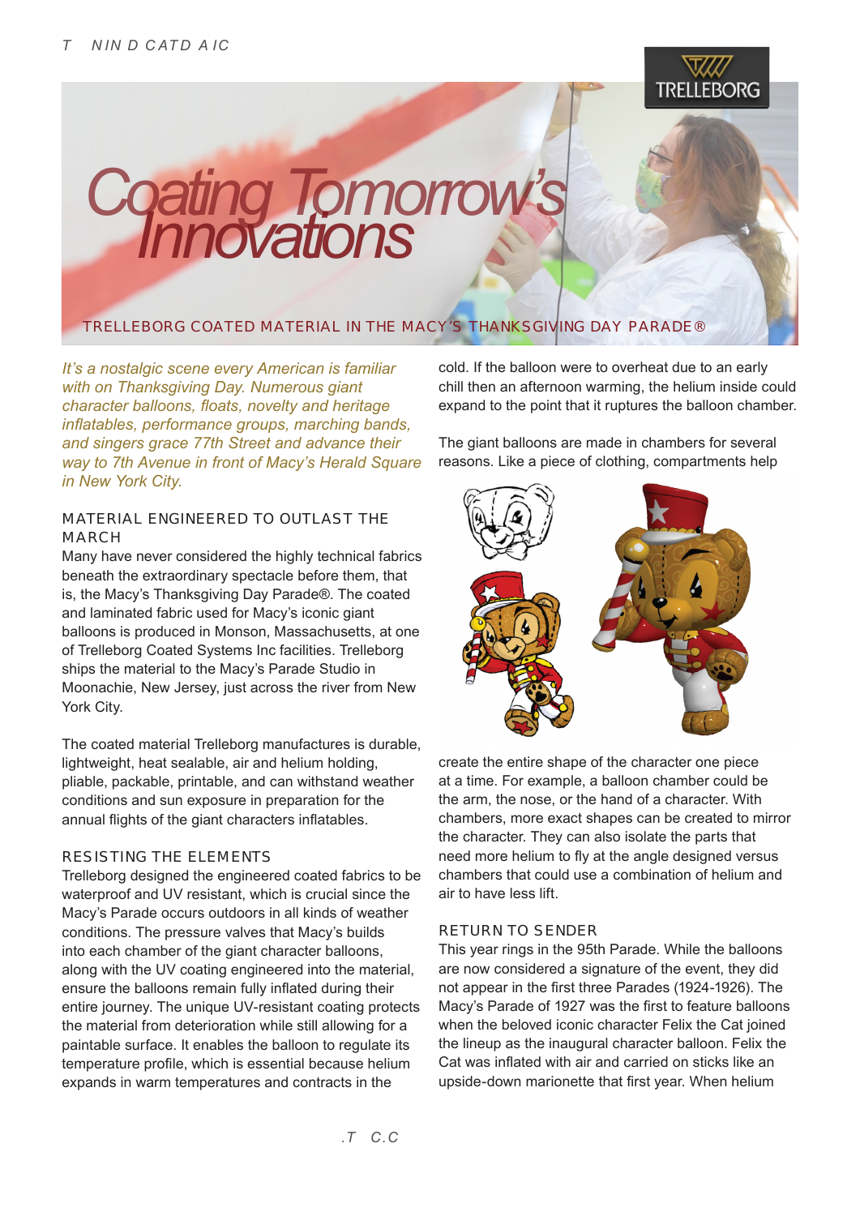# Coating Tomorrow's Innovations

## TRELLEBORG COATED MATERIAL IN THE MACY'S THANKSGIVING DAY PARADE®

*It's a nostalgic scene every American is familiar with on Thanksgiving Day. Numerous giant character balloons, floats, novelty and heritage inflatables, performance groups, marching bands, and singers grace 77th Street and advance their way to 7th Avenue in front of Macy's Herald Square in New York City.*

### MATERIAL ENGINEERED TO OUTLAST THE MARCH

Many have never considered the highly technical fabrics beneath the extraordinary spectacle before them, that is, the Macy's Thanksgiving Day Parade®. The coated and laminated fabric used for Macy's iconic giant balloons is produced in Monson, Massachusetts, at one of Trelleborg Coated Systems Inc facilities. Trelleborg ships the material to the Macy's Parade Studio in Moonachie, New Jersey, just across the river from New York City.

The coated material Trelleborg manufactures is durable, lightweight, heat sealable, air and helium holding, pliable, packable, printable, and can withstand weather conditions and sun exposure in preparation for the annual flights of the giant characters inflatables.

### RESISTING THE ELEMENTS

Trelleborg designed the engineered coated fabrics to be waterproof and UV resistant, which is crucial since the Macy's Parade occurs outdoors in all kinds of weather conditions. The pressure valves that Macy's builds into each chamber of the giant character balloons, along with the UV coating engineered into the material, ensure the balloons remain fully inflated during their entire journey. The unique UV-resistant coating protects the material from deterioration while still allowing for a paintable surface. It enables the balloon to regulate its temperature profile, which is essential because helium expands in warm temperatures and contracts in the cold. If the balloon were to overheat due to an early chill then an afternoon warming, the helium inside could expand to the point that it ruptures the balloon chamber.

The giant balloons are made in chambers for several reasons. Like a piece of clothing, compartments help create the entire shape of the character one piece at a time. For example, a balloon chamber could be the arm, the nose, or the hand of a character. With chambers, more exact shapes can be created to mirror the character. They can also isolate the parts that need more helium to fly at the angle designed versus chambers that could use a combination of helium and air to have less lift.

### RETURN TO SENDER

This year rings in the 95th Parade. While the balloons are now considered a signature of the event, they did not appear in the first three Parades (1924-1926). The Macy's Parade of 1927 was the first to feature balloons when the beloved iconic character Felix the Cat joined the lineup as the inaugural character balloon. Felix the Cat was inflated with air and carried on sticks like an upside-down marionette that first year. When helium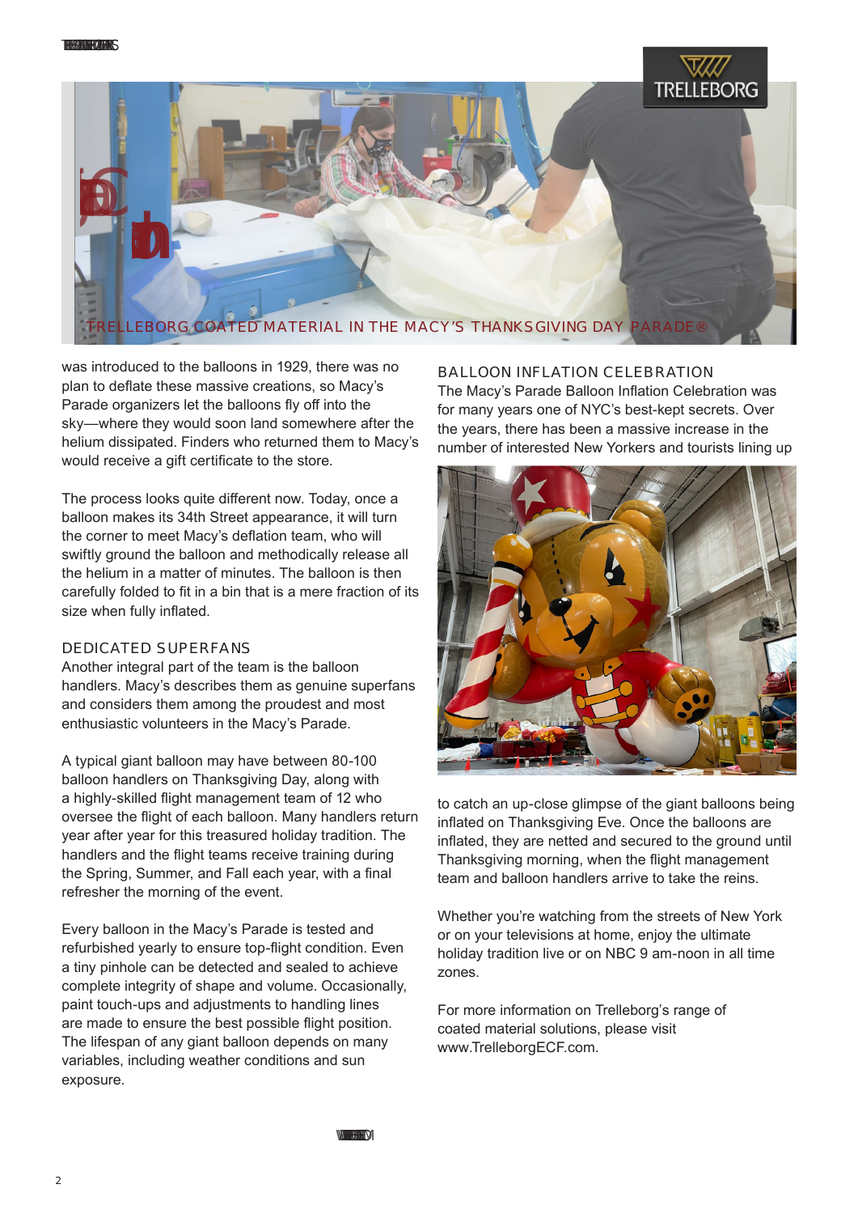TRELLEBORG COATED MATERIAL IN THE MACY'S THANKSGIVING DAY PARADE®

was introduced to the balloons in 1929, there was no plan to deflate these massive creations, so Macy's Parade organizers let the balloons fly off into the sky—where they would soon land somewhere after the helium dissipated. Finders who returned them to Macy's would receive a gift certificate to the store.

The process looks quite different now. Today, once a balloon makes its 34th Street appearance, it will turn the corner to meet Macy's deflation team, who will swiftly ground the balloon and methodically release all the helium in a matter of minutes. The balloon is then carefully folded to fit in a bin that is a mere fraction of its size when fully inflated.

## DEDICATED SUPERFANS

Another integral part of the team is the balloon handlers. Macy's describes them as genuine superfans and considers them among the proudest and most enthusiastic volunteers in the Macy's Parade.

A typical giant balloon may have between 80-100 balloon handlers on Thanksgiving Day, along with a highly-skilled flight management team of 12 who oversee the flight of each balloon. Many handlers return year after year for this treasured holiday tradition. The handlers and the flight teams receive training during the Spring, Summer, and Fall each year, with a final refresher the morning of the event.

Every balloon in the Macy's Parade is tested and refurbished yearly to ensure top-flight condition. Even a tiny pinhole can be detected and sealed to achieve complete integrity of shape and volume. Occasionally, paint touch-ups and adjustments to handling lines are made to ensure the best possible flight position. The lifespan of any giant balloon depends on many variables, including weather conditions and sun exposure.

## BALLOON INFLATION CELEBRATION

The Macy's Parade Balloon Inflation Celebration was for many years one of NYC's best-kept secrets. Over the years, there has been a massive increase in the number of interested New Yorkers and tourists lining up to catch an up-close glimpse of the giant balloons being inflated on Thanksgiving Eve. Once the balloons are inflated, they are netted and secured to the ground until Thanksgiving morning, when the flight management team and balloon handlers arrive to take the reins.

Whether you're watching from the streets of New York or on your televisions at home, enjoy the ultimate holiday tradition live or on NBC 9 am-noon in all time zones.

For more information on Trelleborg's range of coated material solutions, please visit www.TrelleborgECF.com.